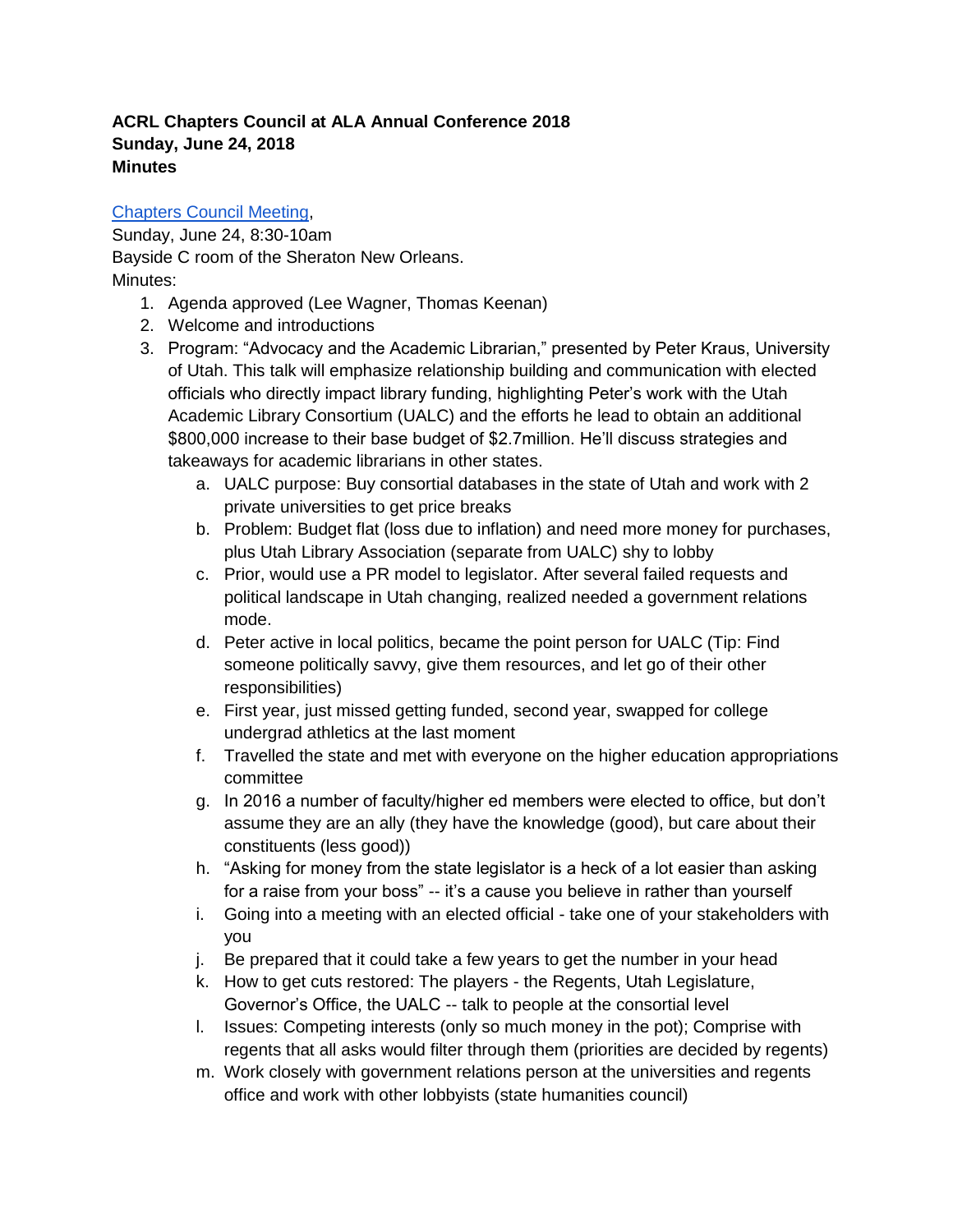**ACRL Chapters Council at ALA Annual Conference 2018**
**Sunday, June 24, 2018**
**Minutes**

[Chapters Council Meeting](),
Sunday, June 24, 8:30-10am
Bayside C room of the Sheraton New Orleans.
Minutes:

1. Agenda approved (Lee Wagner, Thomas Keenan)
2. Welcome and introductions
3. Program: "Advocacy and the Academic Librarian," presented by Peter Kraus, University of Utah. This talk will emphasize relationship building and communication with elected officials who directly impact library funding, highlighting Peter's work with the Utah Academic Library Consortium (UALC) and the efforts he lead to obtain an additional $800,000 increase to their base budget of $2.7million. He'll discuss strategies and takeaways for academic librarians in other states.
    a. UALC purpose: Buy consortial databases in the state of Utah and work with 2 private universities to get price breaks
    b. Problem: Budget flat (loss due to inflation) and need more money for purchases, plus Utah Library Association (separate from UALC) shy to lobby
    c. Prior, would use a PR model to legislator. After several failed requests and political landscape in Utah changing, realized needed a government relations mode.
    d. Peter active in local politics, became the point person for UALC (Tip: Find someone politically savvy, give them resources, and let go of their other responsibilities)
    e. First year, just missed getting funded, second year, swapped for college undergrad athletics at the last moment
    f. Travelled the state and met with everyone on the higher education appropriations committee
    g. In 2016 a number of faculty/higher ed members were elected to office, but don't assume they are an ally (they have the knowledge (good), but care about their constituents (less good))
    h. "Asking for money from the state legislator is a heck of a lot easier than asking for a raise from your boss" -- it's a cause you believe in rather than yourself
    i. Going into a meeting with an elected official - take one of your stakeholders with you
    j. Be prepared that it could take a few years to get the number in your head
    k. How to get cuts restored: The players - the Regents, Utah Legislature, Governor's Office, the UALC -- talk to people at the consortial level
    l. Issues: Competing interests (only so much money in the pot); Comprise with regents that all asks would filter through them (priorities are decided by regents)
    m. Work closely with government relations person at the universities and regents office and work with other lobbyists (state humanities council)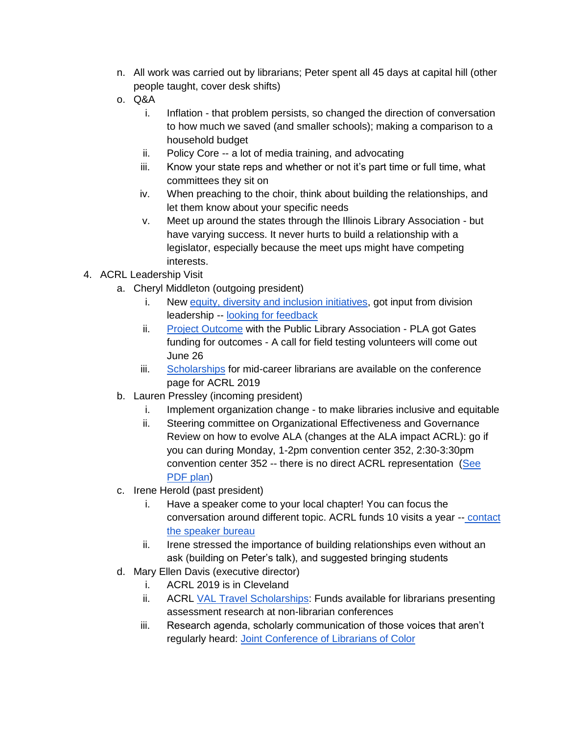n. All work was carried out by librarians; Peter spent all 45 days at capital hill (other people taught, cover desk shifts)
   o. Q&A
      i. Inflation - that problem persists, so changed the direction of conversation to how much we saved (and smaller schools); making a comparison to a household budget
      ii. Policy Core -- a lot of media training, and advocating
      iii. Know your state reps and whether or not it's part time or full time, what committees they sit on
      iv. When preaching to the choir, think about building the relationships, and let them know about your specific needs
      v. Meet up around the states through the Illinois Library Association - but have varying success. It never hurts to build a relationship with a legislator, especially because the meet ups might have competing interests.

4. ACRL Leadership Visit
   a. Cheryl Middleton (outgoing president)
      i. New equity, diversity and inclusion initiatives, got input from division leadership -- looking for feedback
      ii. Project Outcome with the Public Library Association - PLA got Gates funding for outcomes - A call for field testing volunteers will come out June 26
      iii. Scholarships for mid-career librarians are available on the conference page for ACRL 2019
   b. Lauren Pressley (incoming president)
      i. Implement organization change - to make libraries inclusive and equitable
      ii. Steering committee on Organizational Effectiveness and Governance Review on how to evolve ALA (changes at the ALA impact ACRL): go if you can during Monday, 1-2pm convention center 352, 2:30-3:30pm convention center 352 -- there is no direct ACRL representation (See PDF plan)
   c. Irene Herold (past president)
      i. Have a speaker come to your local chapter! You can focus the conversation around different topic. ACRL funds 10 visits a year -- contact the speaker bureau
      ii. Irene stressed the importance of building relationships even without an ask (building on Peter's talk), and suggested bringing students
   d. Mary Ellen Davis (executive director)
      i. ACRL 2019 is in Cleveland
      ii. ACRL VAL Travel Scholarships: Funds available for librarians presenting assessment research at non-librarian conferences
      iii. Research agenda, scholarly communication of those voices that aren't regularly heard: Joint Conference of Librarians of Color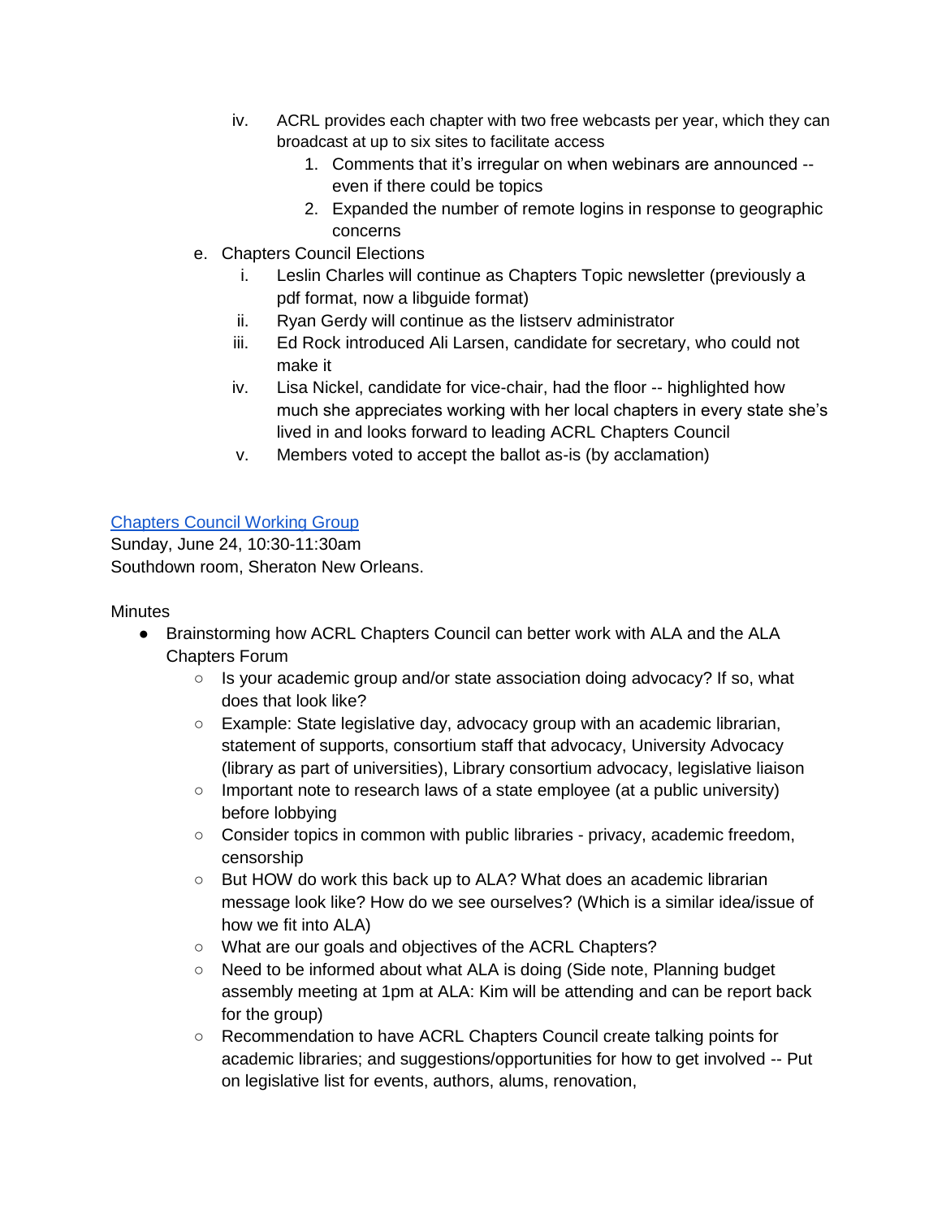- iv. ACRL provides each chapter with two free webcasts per year, which they can broadcast at up to six sites to facilitate access
  1. Comments that it's irregular on when webinars are announced -- even if there could be topics
  2. Expanded the number of remote logins in response to geographic concerns
- e. Chapters Council Elections
  - i. Leslin Charles will continue as Chapters Topic newsletter (previously a pdf format, now a libguide format)
  - ii. Ryan Gerdy will continue as the listserv administrator
  - iii. Ed Rock introduced Ali Larsen, candidate for secretary, who could not make it
  - iv. Lisa Nickel, candidate for vice-chair, had the floor -- highlighted how much she appreciates working with her local chapters in every state she's lived in and looks forward to leading ACRL Chapters Council
  - v. Members voted to accept the ballot as-is (by acclamation)

[Chapters Council Working Group]

Sunday, June 24, 10:30-11:30am

Southdown room, Sheraton New Orleans.

Minutes

- Brainstorming how ACRL Chapters Council can better work with ALA and the ALA Chapters Forum
  - Is your academic group and/or state association doing advocacy? If so, what does that look like?
  - Example: State legislative day, advocacy group with an academic librarian, statement of supports, consortium staff that advocacy, University Advocacy (library as part of universities), Library consortium advocacy, legislative liaison
  - Important note to research laws of a state employee (at a public university) before lobbying
  - Consider topics in common with public libraries - privacy, academic freedom, censorship
  - But HOW do work this back up to ALA? What does an academic librarian message look like? How do we see ourselves? (Which is a similar idea/issue of how we fit into ALA)
  - What are our goals and objectives of the ACRL Chapters?
  - Need to be informed about what ALA is doing (Side note, Planning budget assembly meeting at 1pm at ALA: Kim will be attending and can be report back for the group)
  - Recommendation to have ACRL Chapters Council create talking points for academic libraries; and suggestions/opportunities for how to get involved -- Put on legislative list for events, authors, alums, renovation,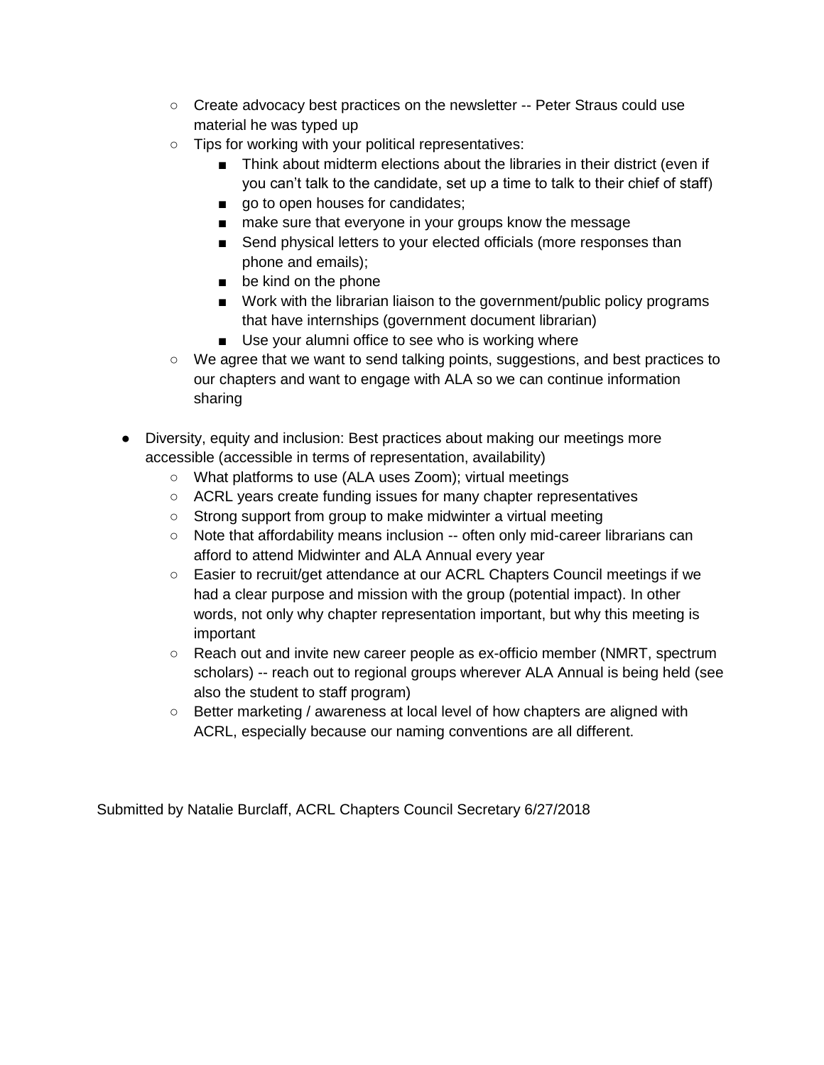- Create advocacy best practices on the newsletter -- Peter Straus could use material he was typed up
    - Tips for working with your political representatives:
        - Think about midterm elections about the libraries in their district (even if you can't talk to the candidate, set up a time to talk to their chief of staff)
        - go to open houses for candidates;
        - make sure that everyone in your groups know the message
        - Send physical letters to your elected officials (more responses than phone and emails);
        - be kind on the phone
        - Work with the librarian liaison to the government/public policy programs that have internships (government document librarian)
        - Use your alumni office to see who is working where
    - We agree that we want to send talking points, suggestions, and best practices to our chapters and want to engage with ALA so we can continue information sharing

- Diversity, equity and inclusion: Best practices about making our meetings more accessible (accessible in terms of representation, availability)
    - What platforms to use (ALA uses Zoom); virtual meetings
    - ACRL years create funding issues for many chapter representatives
    - Strong support from group to make midwinter a virtual meeting
    - Note that affordability means inclusion -- often only mid-career librarians can afford to attend Midwinter and ALA Annual every year
    - Easier to recruit/get attendance at our ACRL Chapters Council meetings if we had a clear purpose and mission with the group (potential impact). In other words, not only why chapter representation important, but why this meeting is important
    - Reach out and invite new career people as ex-officio member (NMRT, spectrum scholars) -- reach out to regional groups wherever ALA Annual is being held (see also the student to staff program)
    - Better marketing / awareness at local level of how chapters are aligned with ACRL, especially because our naming conventions are all different.

Submitted by Natalie Burclaff, ACRL Chapters Council Secretary 6/27/2018